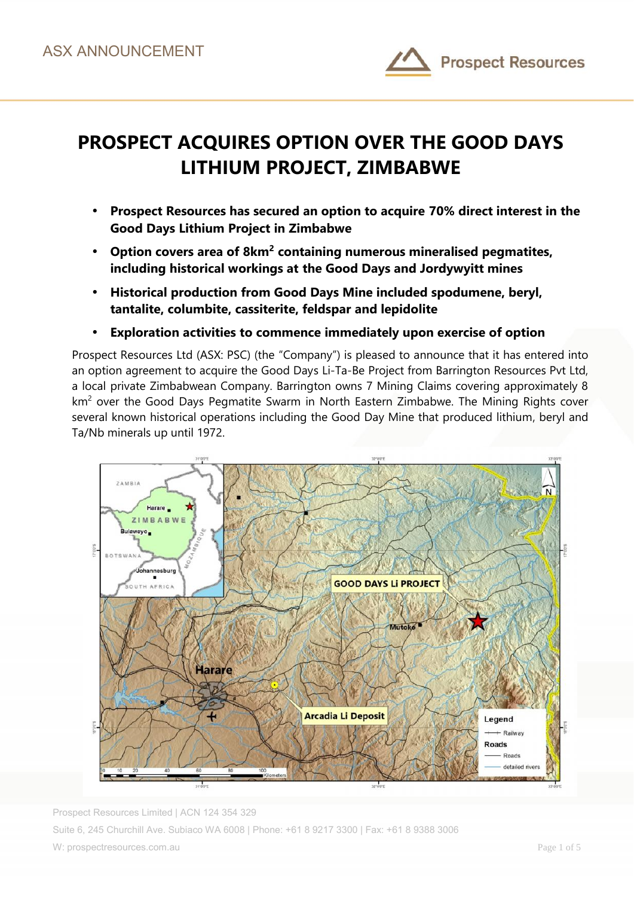# PROSPECT ACQUIRES OPTION OVER THE GOOD DAYS LITHIUM PROJECT, ZIMBABWE

- **Prospect Resources has secured an option to acquire 70% direct interest in the Good Days Lithium Project in Zimbabwe**
- **Option covers area of 8km$^2$ containing numerous mineralised pegmatites, including historical workings at the Good Days and Jordywyitt mines**
- **Historical production from Good Days Mine included spodumene, beryl, tantalite, columbite, cassiterite, feldspar and lepidolite**
- **Exploration activities to commence immediately upon exercise of option**

Prospect Resources Ltd (ASX: PSC) (the "Company") is pleased to announce that it has entered into an option agreement to acquire the Good Days Li-Ta-Be Project from Barrington Resources Pvt Ltd, a local private Zimbabwean Company. Barrington owns 7 Mining Claims covering approximately 8 km$^2$ over the Good Days Pegmatite Swarm in North Eastern Zimbabwe. The Mining Rights cover several known historical operations including the Good Day Mine that produced lithium, beryl and Ta/Nb minerals up until 1972.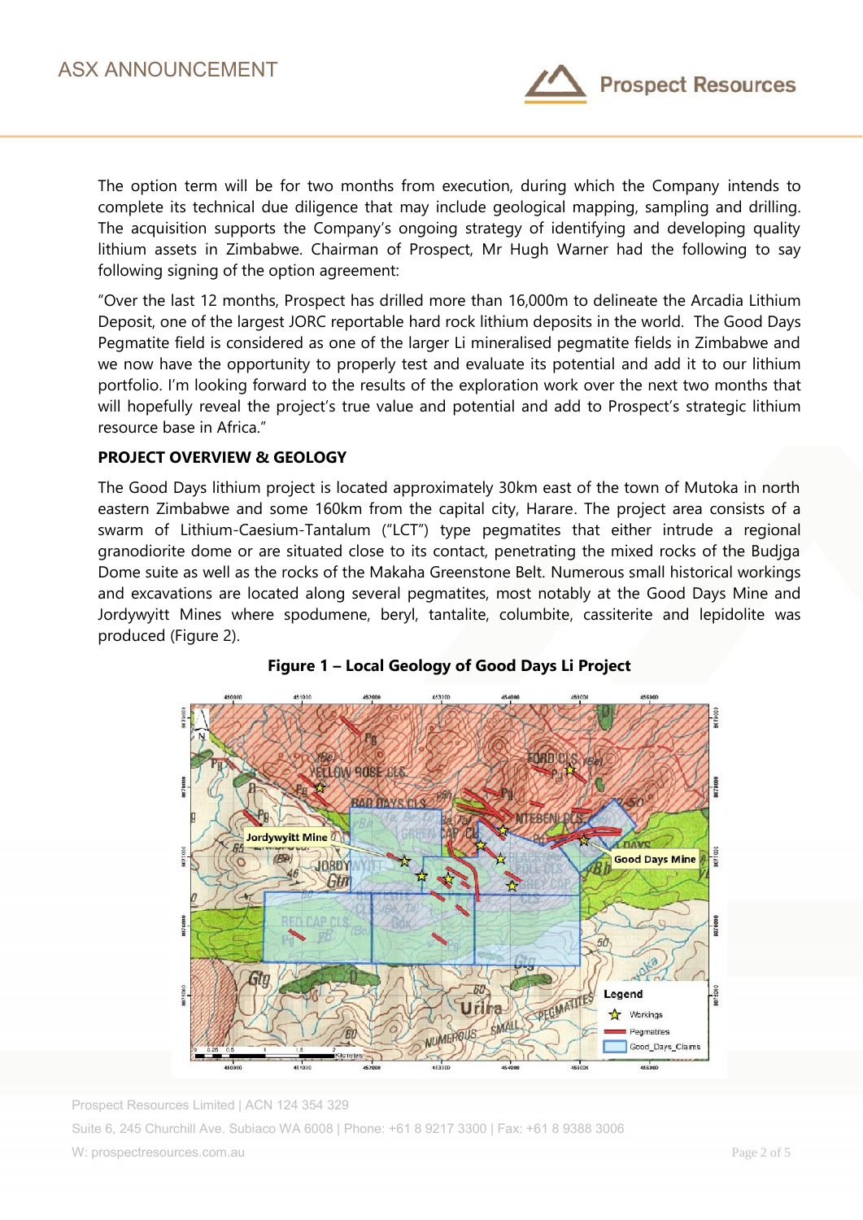The option term will be for two months from execution, during which the Company intends to complete its technical due diligence that may include geological mapping, sampling and drilling. The acquisition supports the Company's ongoing strategy of identifying and developing quality lithium assets in Zimbabwe. Chairman of Prospect, Mr Hugh Warner had the following to say following signing of the option agreement:

"Over the last 12 months, Prospect has drilled more than 16,000m to delineate the Arcadia Lithium Deposit, one of the largest JORC reportable hard rock lithium deposits in the world. The Good Days Pegmatite field is considered as one of the larger Li mineralised pegmatite fields in Zimbabwe and we now have the opportunity to properly test and evaluate its potential and add it to our lithium portfolio. I'm looking forward to the results of the exploration work over the next two months that will hopefully reveal the project's true value and potential and add to Prospect's strategic lithium resource base in Africa."

**PROJECT OVERVIEW & GEOLOGY**

The Good Days lithium project is located approximately 30km east of the town of Mutoka in north eastern Zimbabwe and some 160km from the capital city, Harare. The project area consists of a swarm of Lithium-Caesium-Tantalum ("LCT") type pegmatites that either intrude a regional granodiorite dome or are situated close to its contact, penetrating the mixed rocks of the Budjga Dome suite as well as the rocks of the Makaha Greenstone Belt. Numerous small historical workings and excavations are located along several pegmatites, most notably at the Good Days Mine and Jordywyitt Mines where spodumene, beryl, tantalite, columbite, cassiterite and lepidolite was produced (Figure 2).

**Figure 1 – Local Geology of Good Days Li Project**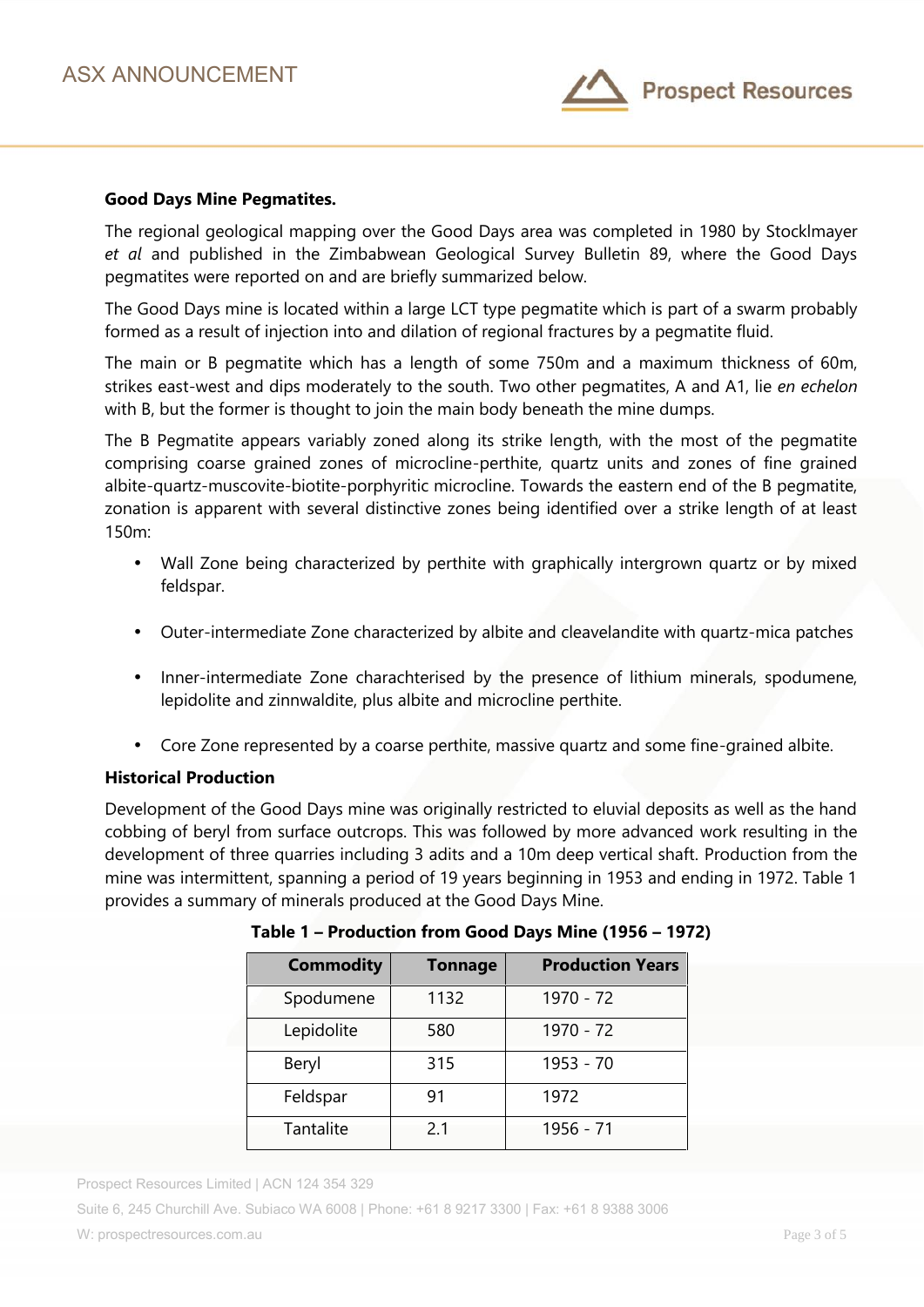**Good Days Mine Pegmatites.**

The regional geological mapping over the Good Days area was completed in 1980 by Stocklmayer *et al* and published in the Zimbabwean Geological Survey Bulletin 89, where the Good Days pegmatites were reported on and are briefly summarized below.

The Good Days mine is located within a large LCT type pegmatite which is part of a swarm probably formed as a result of injection into and dilation of regional fractures by a pegmatite fluid.

The main or B pegmatite which has a length of some 750m and a maximum thickness of 60m, strikes east-west and dips moderately to the south. Two other pegmatites, A and A1, lie *en echelon* with B, but the former is thought to join the main body beneath the mine dumps.

The B Pegmatite appears variably zoned along its strike length, with the most of the pegmatite comprising coarse grained zones of microcline-perthite, quartz units and zones of fine grained albite-quartz-muscovite-biotite-porphyritic microcline. Towards the eastern end of the B pegmatite, zonation is apparent with several distinctive zones being identified over a strike length of at least 150m:

- Wall Zone being characterized by perthite with graphically intergrown quartz or by mixed feldspar.
- Outer-intermediate Zone characterized by albite and cleavelandite with quartz-mica patches
- Inner-intermediate Zone charachterised by the presence of lithium minerals, spodumene, lepidolite and zinnwaldite, plus albite and microcline perthite.
- Core Zone represented by a coarse perthite, massive quartz and some fine-grained albite.

**Historical Production**

Development of the Good Days mine was originally restricted to eluvial deposits as well as the hand cobbing of beryl from surface outcrops. This was followed by more advanced work resulting in the development of three quarries including 3 adits and a 10m deep vertical shaft. Production from the mine was intermittent, spanning a period of 19 years beginning in 1953 and ending in 1972. Table 1 provides a summary of minerals produced at the Good Days Mine.

**Table 1 – Production from Good Days Mine (1956 – 1972)**

| Commodity | Tonnage | Production Years |
|---|---|---|
| Spodumene | 1132 | 1970 - 72 |
| Lepidolite | 580 | 1970 - 72 |
| Beryl | 315 | 1953 - 70 |
| Feldspar | 91 | 1972 |
| Tantalite | 2.1 | 1956 - 71 |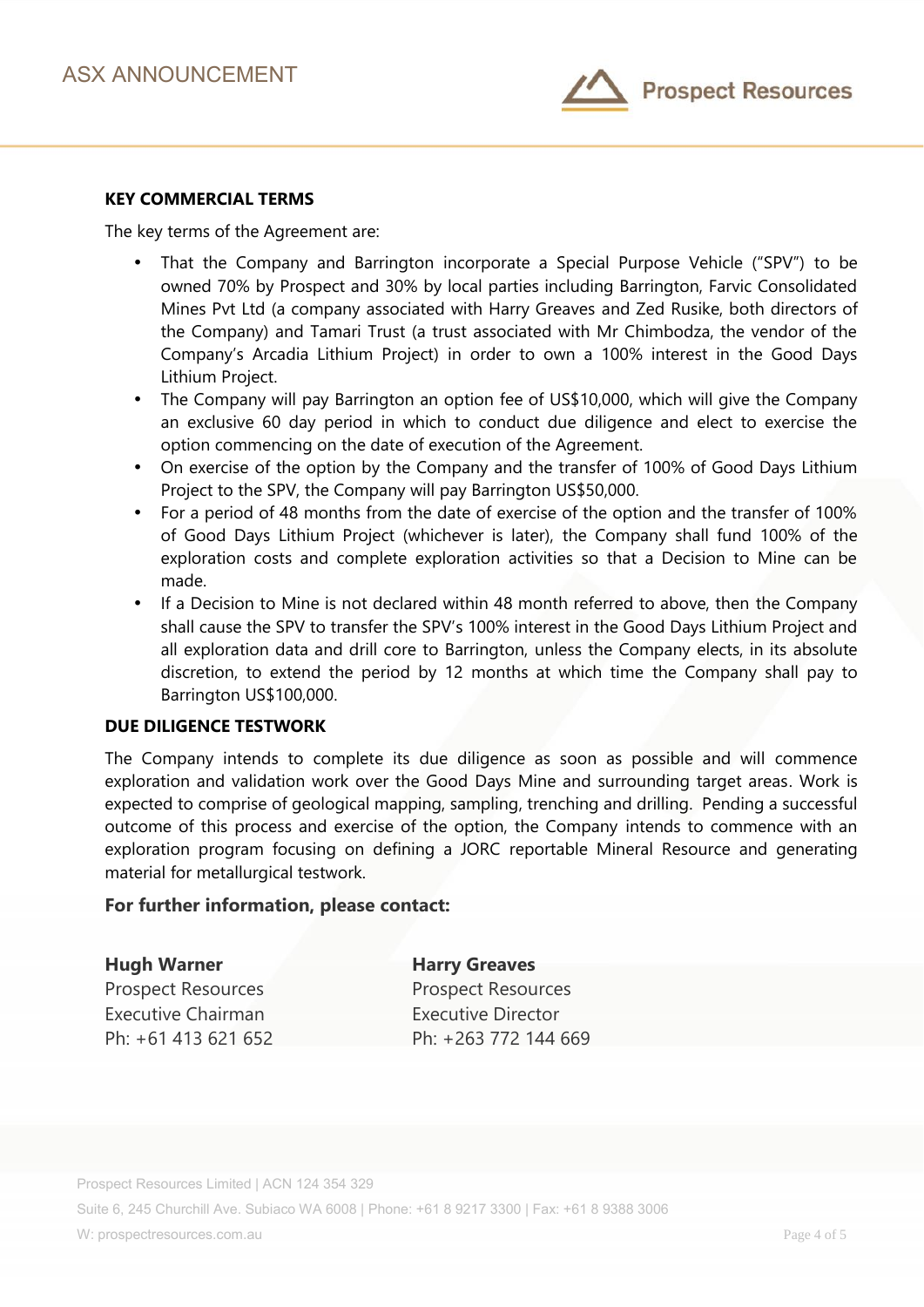**KEY COMMERCIAL TERMS**

The key terms of the Agreement are:

- That the Company and Barrington incorporate a Special Purpose Vehicle ("SPV") to be owned 70% by Prospect and 30% by local parties including Barrington, Farvic Consolidated Mines Pvt Ltd (a company associated with Harry Greaves and Zed Rusike, both directors of the Company) and Tamari Trust (a trust associated with Mr Chimbodza, the vendor of the Company's Arcadia Lithium Project) in order to own a 100% interest in the Good Days Lithium Project.
- The Company will pay Barrington an option fee of US$10,000, which will give the Company an exclusive 60 day period in which to conduct due diligence and elect to exercise the option commencing on the date of execution of the Agreement.
- On exercise of the option by the Company and the transfer of 100% of Good Days Lithium Project to the SPV, the Company will pay Barrington US$50,000.
- For a period of 48 months from the date of exercise of the option and the transfer of 100% of Good Days Lithium Project (whichever is later), the Company shall fund 100% of the exploration costs and complete exploration activities so that a Decision to Mine can be made.
- If a Decision to Mine is not declared within 48 month referred to above, then the Company shall cause the SPV to transfer the SPV's 100% interest in the Good Days Lithium Project and all exploration data and drill core to Barrington, unless the Company elects, in its absolute discretion, to extend the period by 12 months at which time the Company shall pay to Barrington US$100,000.

**DUE DILIGENCE TESTWORK**

The Company intends to complete its due diligence as soon as possible and will commence exploration and validation work over the Good Days Mine and surrounding target areas. Work is expected to comprise of geological mapping, sampling, trenching and drilling. Pending a successful outcome of this process and exercise of the option, the Company intends to commence with an exploration program focusing on defining a JORC reportable Mineral Resource and generating material for metallurgical testwork.

**For further information, please contact:**

**Hugh Warner**
Prospect Resources
Executive Chairman
Ph: +61 413 621 652

**Harry Greaves**
Prospect Resources
Executive Director
Ph: +263 772 144 669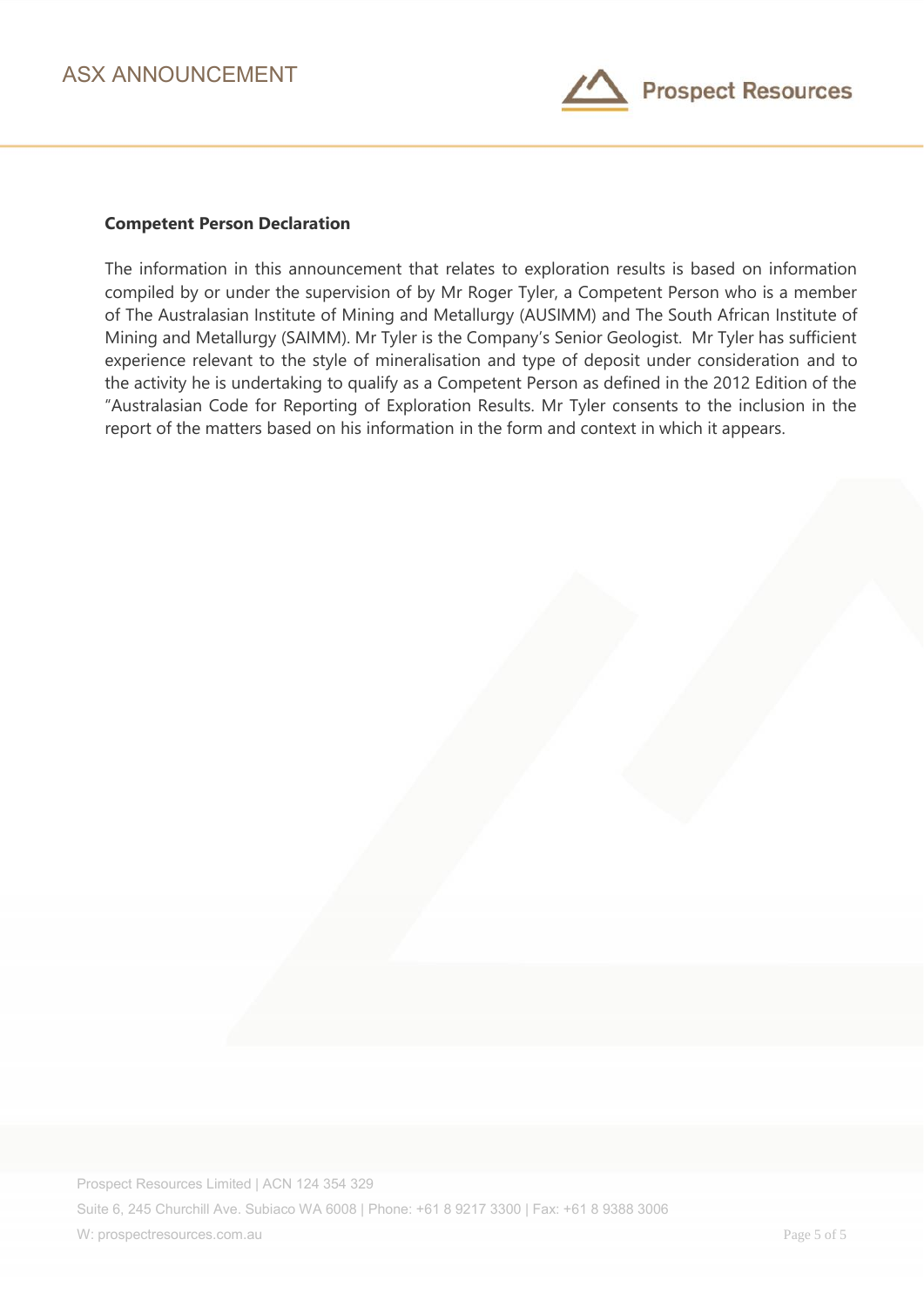**Competent Person Declaration**

The information in this announcement that relates to exploration results is based on information compiled by or under the supervision of by Mr Roger Tyler, a Competent Person who is a member of The Australasian Institute of Mining and Metallurgy (AUSIMM) and The South African Institute of Mining and Metallurgy (SAIMM). Mr Tyler is the Company's Senior Geologist. Mr Tyler has sufficient experience relevant to the style of mineralisation and type of deposit under consideration and to the activity he is undertaking to qualify as a Competent Person as defined in the 2012 Edition of the "Australasian Code for Reporting of Exploration Results. Mr Tyler consents to the inclusion in the report of the matters based on his information in the form and context in which it appears.